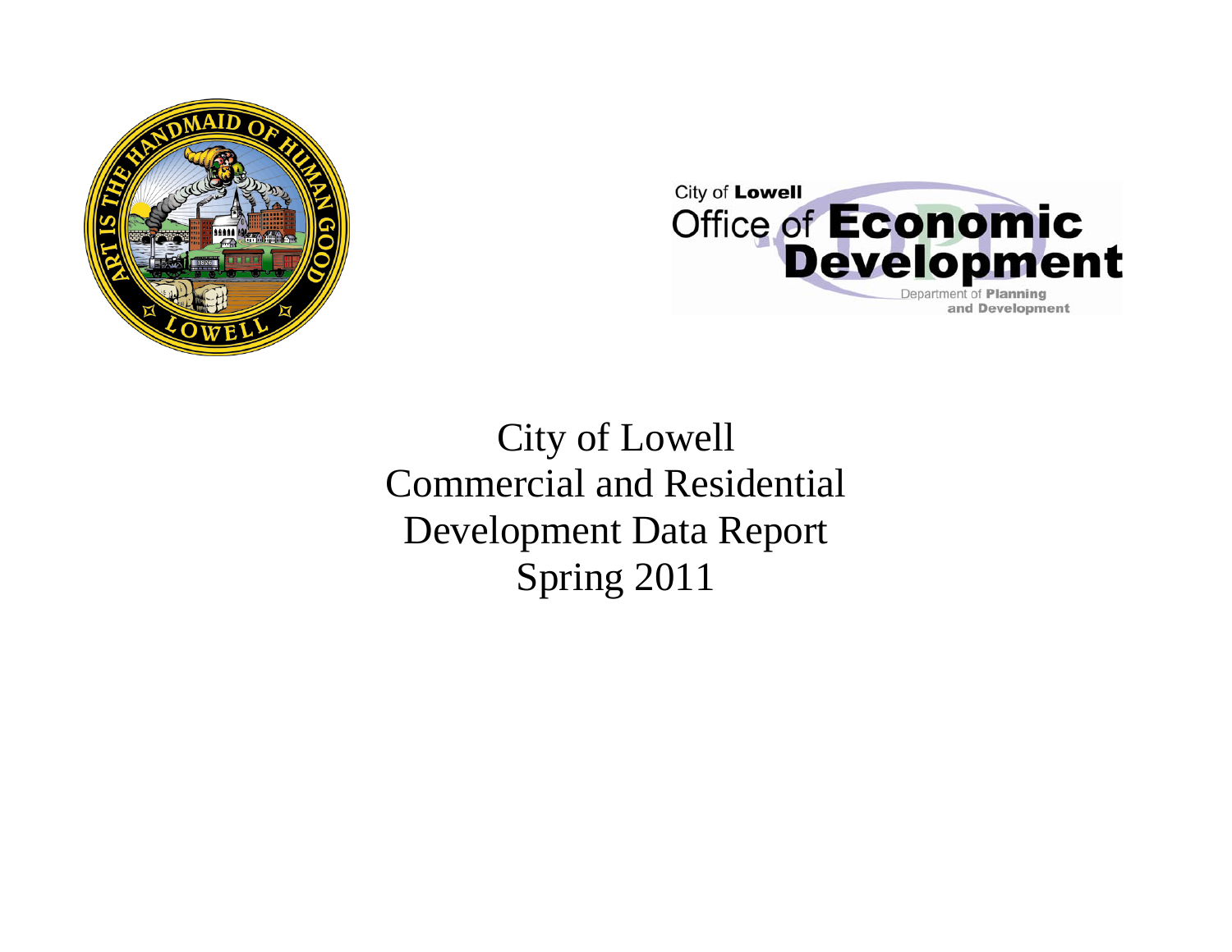City of Lowell
Office of **Economic Development**
Department of **Planning and Development**

# City of Lowell
# Commercial and Residential Development Data Report
# Spring 2011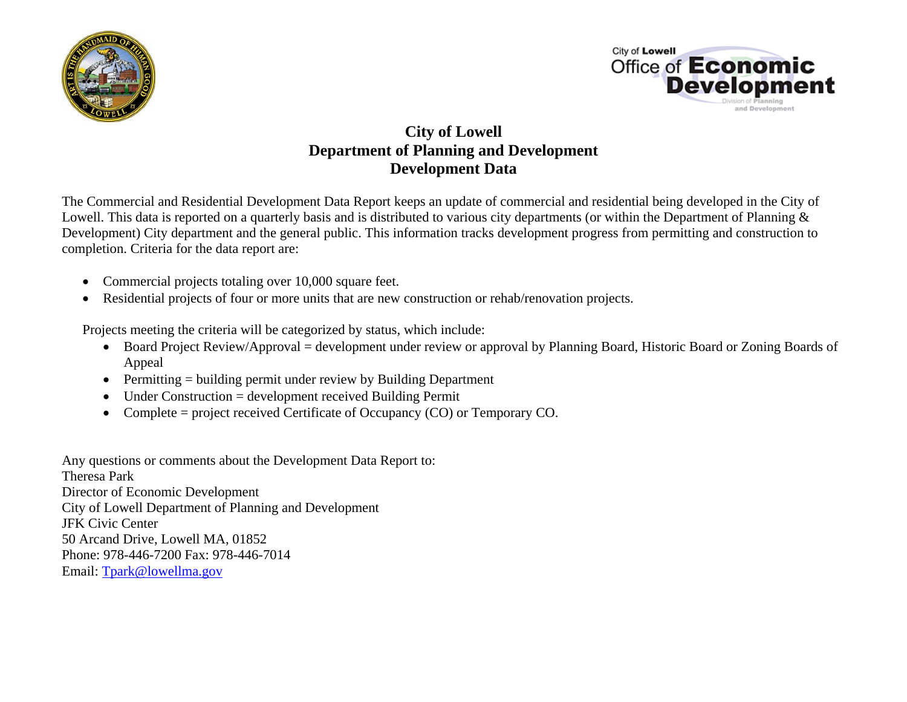# City of Lowell
## Department of Planning and Development
## Development Data

The Commercial and Residential Development Data Report keeps an update of commercial and residential being developed in the City of Lowell. This data is reported on a quarterly basis and is distributed to various city departments (or within the Department of Planning & Development) City department and the general public. This information tracks development progress from permitting and construction to completion. Criteria for the data report are:

- Commercial projects totaling over 10,000 square feet.
- Residential projects of four or more units that are new construction or rehab/renovation projects.

Projects meeting the criteria will be categorized by status, which include:

- Board Project Review/Approval = development under review or approval by Planning Board, Historic Board or Zoning Boards of Appeal
- Permitting = building permit under review by Building Department
- Under Construction = development received Building Permit
- Complete = project received Certificate of Occupancy (CO) or Temporary CO.

Any questions or comments about the Development Data Report to:
Theresa Park
Director of Economic Development
City of Lowell Department of Planning and Development
JFK Civic Center
50 Arcand Drive, Lowell MA, 01852
Phone: 978-446-7200 Fax: 978-446-7014
Email: [Tpark@lowellma.gov](mailto:Tpark@lowellma.gov)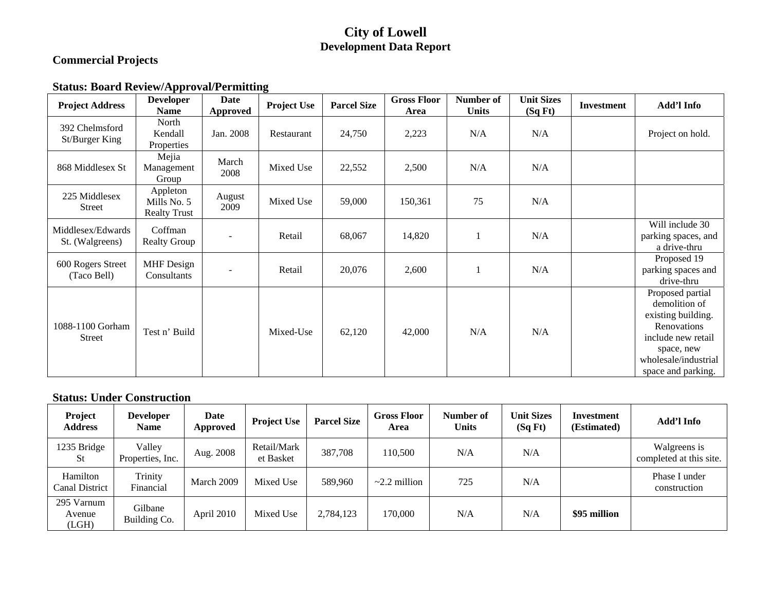# City of Lowell
## Development Data Report

### Commercial Projects

### Status: Board Review/Approval/Permitting

| Project Address | Developer Name | Date Approved | Project Use | Parcel Size | Gross Floor Area | Number of Units | Unit Sizes (Sq Ft) | Investment | Add'l Info |
|---|---|---|---|---|---|---|---|---|---|
| 392 Chelmsford St/Burger King | North Kendall Properties | Jan. 2008 | Restaurant | 24,750 | 2,223 | N/A | N/A | | Project on hold. |
| 868 Middlesex St | Mejia Management Group | March 2008 | Mixed Use | 22,552 | 2,500 | N/A | N/A | | |
| 225 Middlesex Street | Appleton Mills No. 5 Realty Trust | August 2009 | Mixed Use | 59,000 | 150,361 | 75 | N/A | | |
| Middlesex/Edwards St. (Walgreens) | Coffman Realty Group | - | Retail | 68,067 | 14,820 | 1 | N/A | | Will include 30 parking spaces, and a drive-thru |
| 600 Rogers Street (Taco Bell) | MHF Design Consultants | - | Retail | 20,076 | 2,600 | 1 | N/A | | Proposed 19 parking spaces and drive-thru |
| 1088-1100 Gorham Street | Test n' Build | | Mixed-Use | 62,120 | 42,000 | N/A | N/A | | Proposed partial demolition of existing building. Renovations include new retail space, new wholesale/industrial space and parking. |

### Status: Under Construction

| Project Address | Developer Name | Date Approved | Project Use | Parcel Size | Gross Floor Area | Number of Units | Unit Sizes (Sq Ft) | Investment (Estimated) | Add'l Info |
|---|---|---|---|---|---|---|---|---|---|
| 1235 Bridge St | Valley Properties, Inc. | Aug. 2008 | Retail/Market Basket | 387,708 | 110,500 | N/A | N/A | | Walgreens is completed at this site. |
| Hamilton Canal District | Trinity Financial | March 2009 | Mixed Use | 589,960 | ~2.2 million | 725 | N/A | | Phase I under construction |
| 295 Varnum Avenue (LGH) | Gilbane Building Co. | April 2010 | Mixed Use | 2,784,123 | 170,000 | N/A | N/A | **$95 million** | |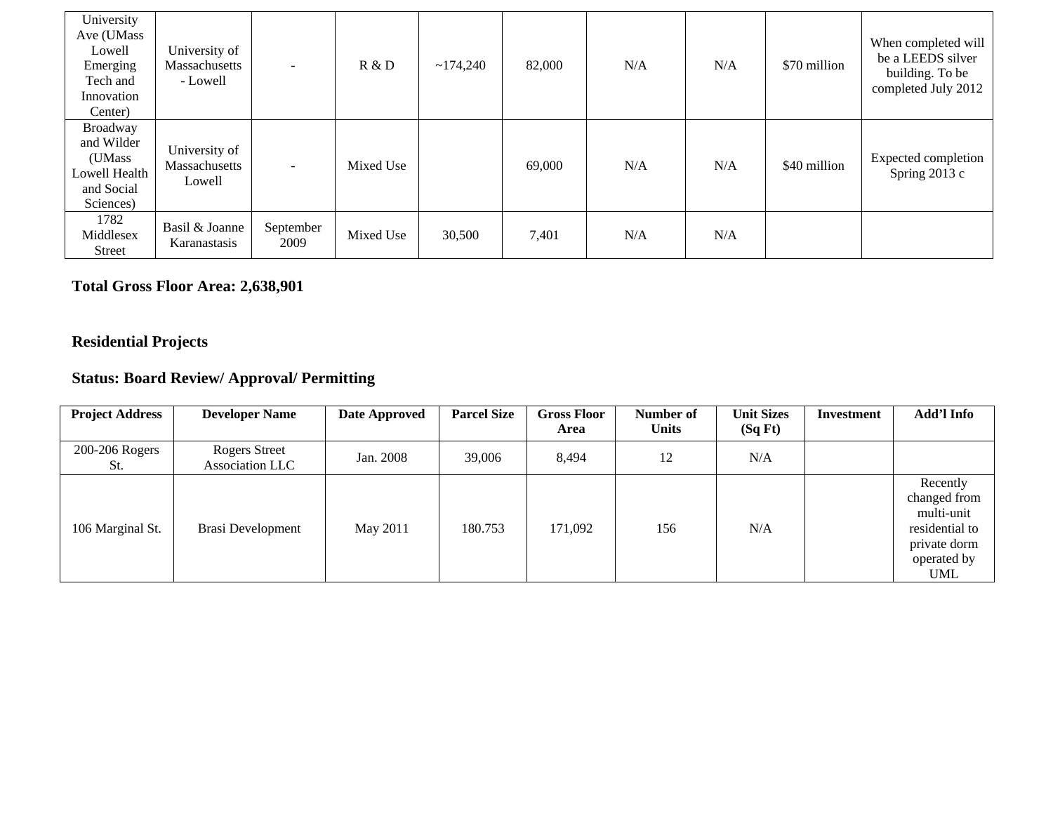| University Ave (UMass Lowell Emerging Tech and Innovation Center) | University of Massachusetts - Lowell | - | R & D | ~174,240 | 82,000 | N/A | N/A | $70 million | When completed will be a LEEDS silver building. To be completed July 2012 |
|---|---|---|---|---|---|---|---|---|---|
| Broadway and Wilder (UMass Lowell Health and Social Sciences) | University of Massachusetts Lowell | - | Mixed Use | | 69,000 | N/A | N/A | $40 million | Expected completion Spring 2013 c |
| 1782 Middlesex Street | Basil & Joanne Karanastasis | September 2009 | Mixed Use | 30,500 | 7,401 | N/A | N/A | | |

**Total Gross Floor Area: 2,638,901**

## Residential Projects

## Status: Board Review/ Approval/ Permitting

| Project Address | Developer Name | Date Approved | Parcel Size | Gross Floor Area | Number of Units | Unit Sizes (Sq Ft) | Investment | Add'l Info |
|---|---|---|---|---|---|---|---|---|
| 200-206 Rogers St. | Rogers Street Association LLC | Jan. 2008 | 39,006 | 8,494 | 12 | N/A | | |
| 106 Marginal St. | Brasi Development | May 2011 | 180.753 | 171,092 | 156 | N/A | | Recently changed from multi-unit residential to private dorm operated by UML |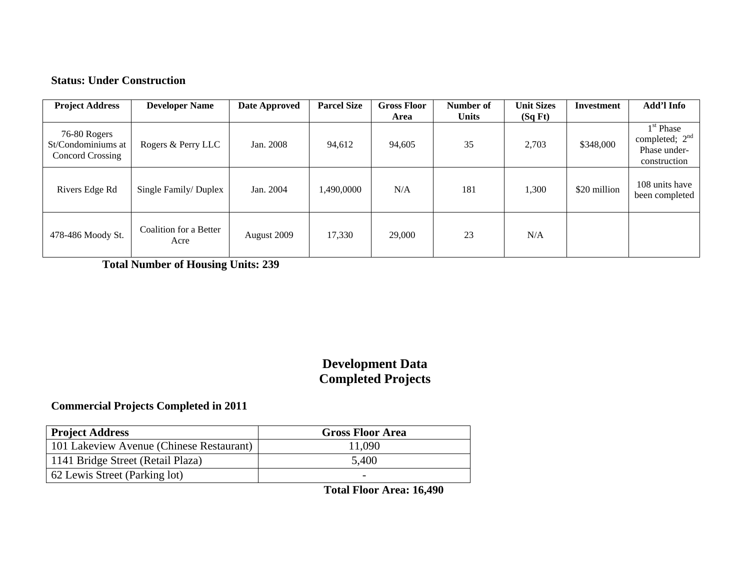**Status: Under Construction**

| Project Address | Developer Name | Date Approved | Parcel Size | Gross Floor Area | Number of Units | Unit Sizes (Sq Ft) | Investment | Add'l Info |
|---|---|---|---|---|---|---|---|---|
| 76-80 Rogers St/Condominiums at Concord Crossing | Rogers & Perry LLC | Jan. 2008 | 94,612 | 94,605 | 35 | 2,703 | $348,000 | 1st Phase completed; 2nd Phase under-construction |
| Rivers Edge Rd | Single Family/ Duplex | Jan. 2004 | 1,490,0000 | N/A | 181 | 1,300 | $20 million | 108 units have been completed |
| 478-486 Moody St. | Coalition for a Better Acre | August 2009 | 17,330 | 29,000 | 23 | N/A | | |

**Total Number of Housing Units: 239**

## Development Data
## Completed Projects

**Commercial Projects Completed in 2011**

| Project Address | Gross Floor Area |
|---|---|
| 101 Lakeview Avenue (Chinese Restaurant) | 11,090 |
| 1141 Bridge Street (Retail Plaza) | 5,400 |
| 62 Lewis Street (Parking lot) | - |

**Total Floor Area: 16,490**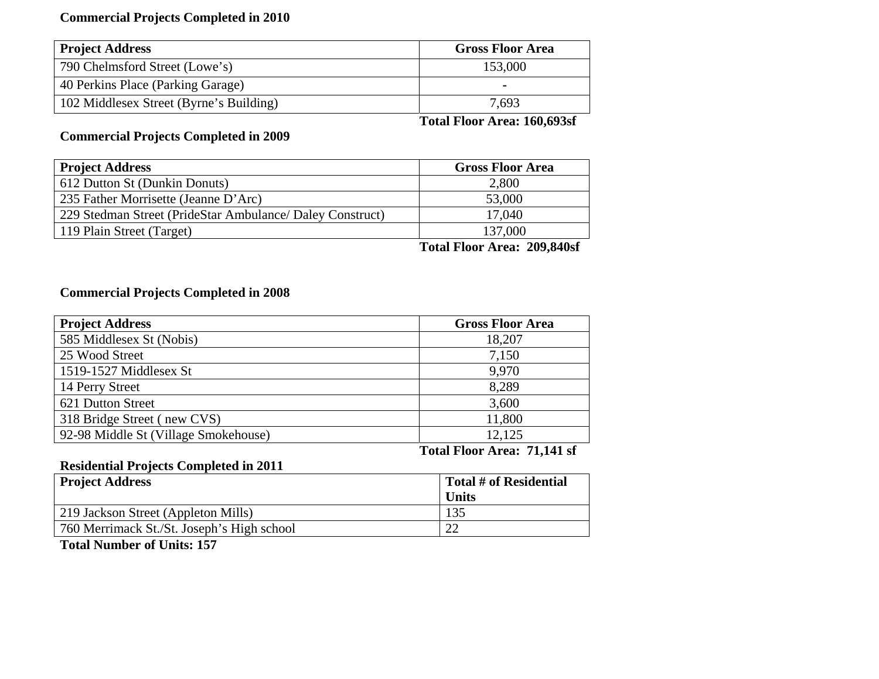**Commercial Projects Completed in 2010**

| Project Address | Gross Floor Area |
|---|---|
| 790 Chelmsford Street (Lowe's) | 153,000 |
| 40 Perkins Place (Parking Garage) | - |
| 102 Middlesex Street (Byrne's Building) | 7,693 |

**Total Floor Area: 160,693sf**

**Commercial Projects Completed in 2009**

| Project Address | Gross Floor Area |
|---|---|
| 612 Dutton St (Dunkin Donuts) | 2,800 |
| 235 Father Morrisette (Jeanne D'Arc) | 53,000 |
| 229 Stedman Street (PrideStar Ambulance/ Daley Construct) | 17,040 |
| 119 Plain Street (Target) | 137,000 |

**Total Floor Area: 209,840sf**

**Commercial Projects Completed in 2008**

| Project Address | Gross Floor Area |
|---|---|
| 585 Middlesex St (Nobis) | 18,207 |
| 25 Wood Street | 7,150 |
| 1519-1527 Middlesex St | 9,970 |
| 14 Perry Street | 8,289 |
| 621 Dutton Street | 3,600 |
| 318 Bridge Street ( new CVS) | 11,800 |
| 92-98 Middle St (Village Smokehouse) | 12,125 |

**Total Floor Area: 71,141 sf**

**Residential Projects Completed in 2011**

| Project Address | Total # of Residential Units |
|---|---|
| 219 Jackson Street (Appleton Mills) | 135 |
| 760 Merrimack St./St. Joseph's High school | 22 |

**Total Number of Units: 157**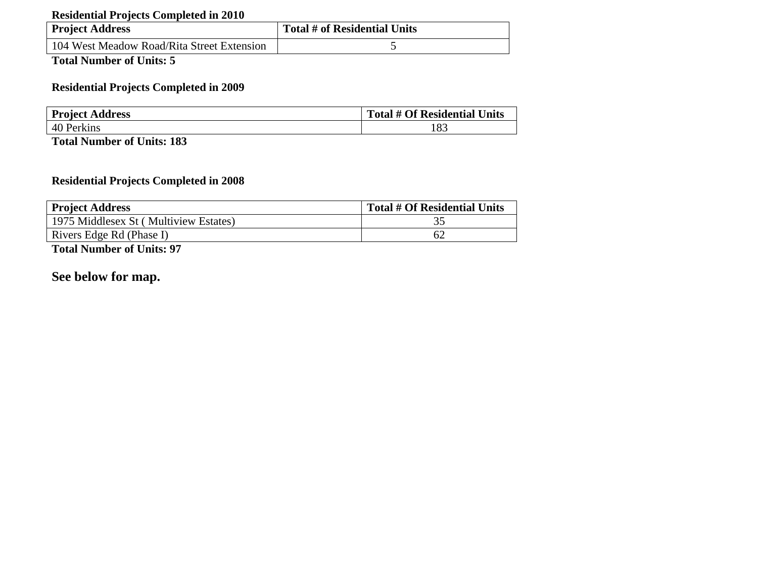**Residential Projects Completed in 2010**

| Project Address | Total # of Residential Units |
| --- | --- |
| 104 West Meadow Road/Rita Street Extension | 5 |

**Total Number of Units: 5**

**Residential Projects Completed in 2009**

| Project Address | Total # Of Residential Units |
| --- | --- |
| 40 Perkins | 183 |

**Total Number of Units: 183**

**Residential Projects Completed in 2008**

| Project Address | Total # Of Residential Units |
| --- | --- |
| 1975 Middlesex St ( Multiview Estates) | 35 |
| Rivers Edge Rd (Phase I) | 62 |

**Total Number of Units: 97**

**See below for map.**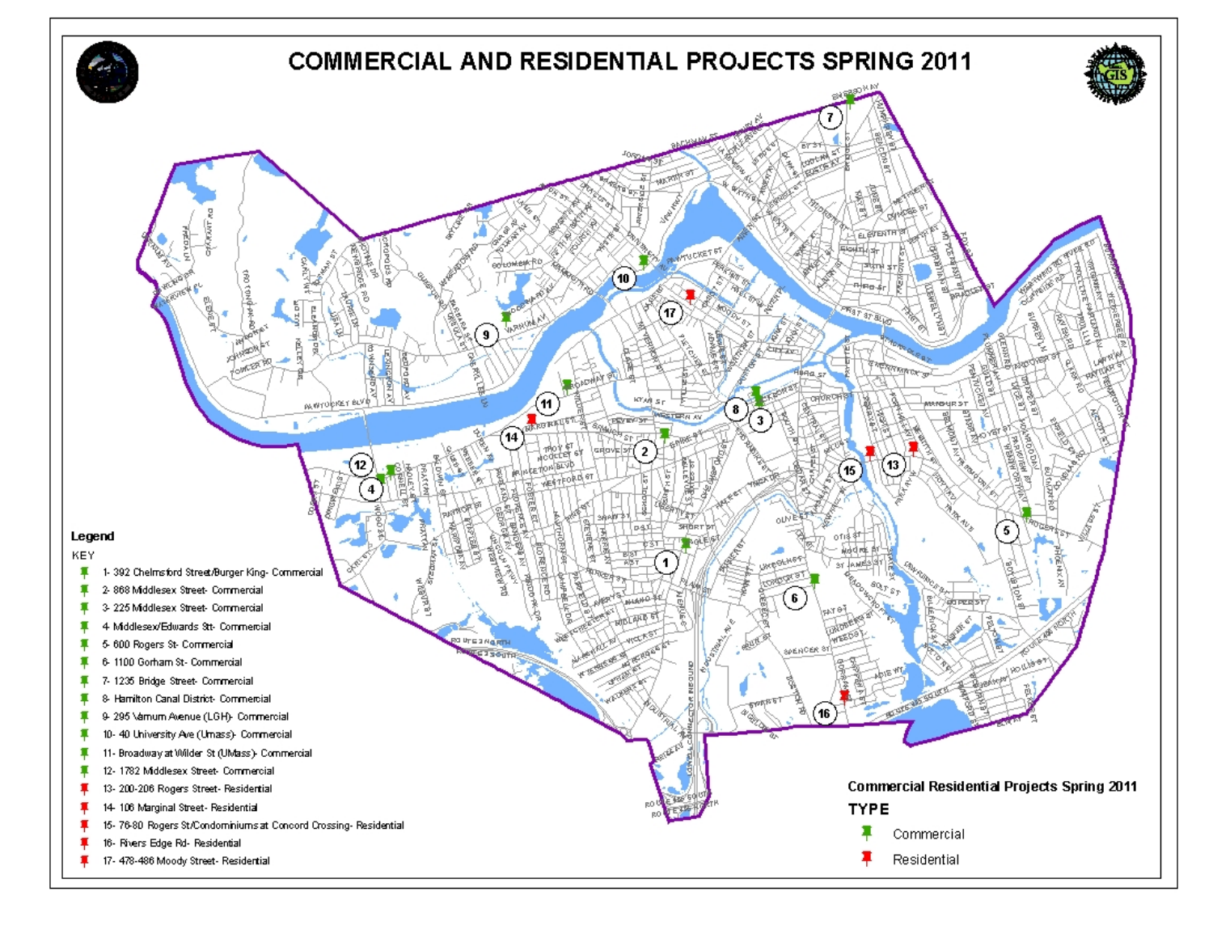# COMMERCIAL AND RESIDENTIAL PROJECTS SPRING 2011

**Legend**

KEY

- 1- 392 Chelmsford Street/Burger King- Commercial
- 2- 868 Middlesex Street- Commercial
- 3- 225 Middlesex Street- Commercial
- 4- Middlesex/Edwards St- Commercial
- 5- 600 Rogers St- Commercial
- 6- 1100 Gorham St- Commercial
- 7- 1235 Bridge Street- Commercial
- 8- Hamilton Canal District- Commercial
- 9- 295 Varnum Avenue (LGH)- Commercial
- 10- 40 University Ave (Umass)- Commercial
- 11- Broadway at Wilder St (UMass)- Commercial
- 12- 1782 Middlesex Street- Commercial
- 13- 200-206 Rogers Street- Residential
- 14- 106 Marginal Street- Residential
- 15- 76-80 Rogers St/Condominiums at Concord Crossing- Residential
- 16- Rivers Edge Rd- Residential
- 17- 478-486 Moody Street- Residential

**Commercial Residential Projects Spring 2011**

**TYPE**

- Commercial
- Residential